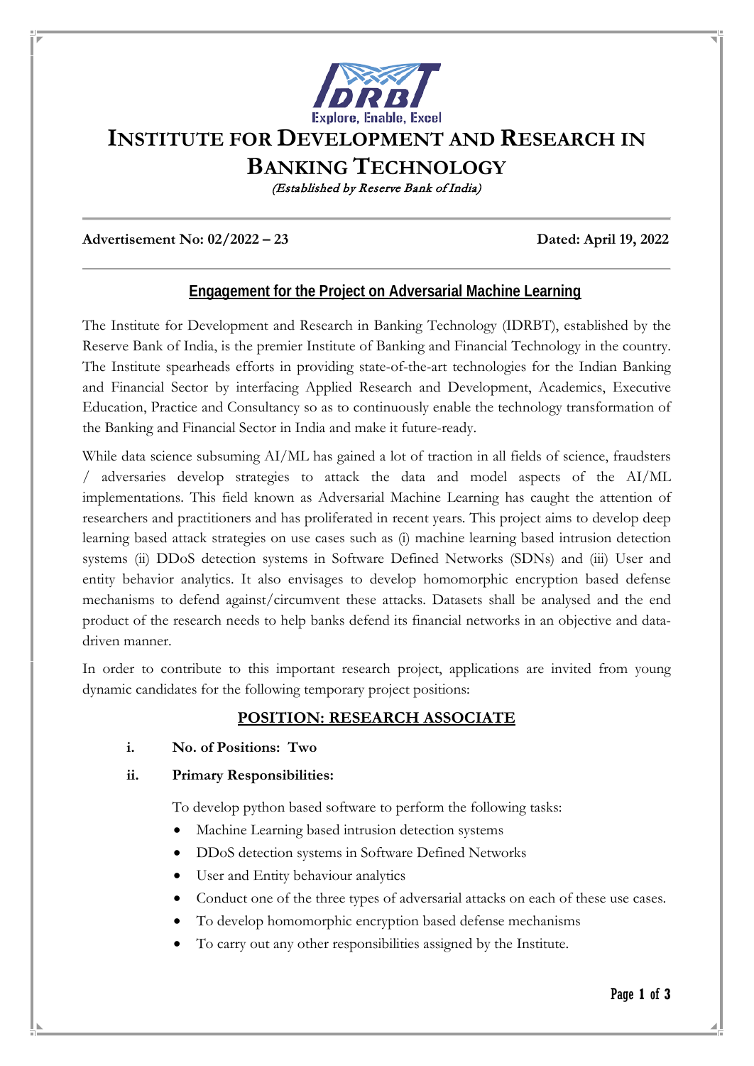Explore, Enable, Excel

# INSTITUTE FOR DEVELOPMENT AND RESEARCH IN BANKING TECHNOLOGY

*(Established by Reserve Bank of India)*

**Advertisement No: 02/2022 – 23** **Dated: April 19, 2022**

## Engagement for the Project on Adversarial Machine Learning

The Institute for Development and Research in Banking Technology (IDRBT), established by the Reserve Bank of India, is the premier Institute of Banking and Financial Technology in the country. The Institute spearheads efforts in providing state-of-the-art technologies for the Indian Banking and Financial Sector by interfacing Applied Research and Development, Academics, Executive Education, Practice and Consultancy so as to continuously enable the technology transformation of the Banking and Financial Sector in India and make it future-ready.

While data science subsuming AI/ML has gained a lot of traction in all fields of science, fraudsters / adversaries develop strategies to attack the data and model aspects of the AI/ML implementations. This field known as Adversarial Machine Learning has caught the attention of researchers and practitioners and has proliferated in recent years. This project aims to develop deep learning based attack strategies on use cases such as (i) machine learning based intrusion detection systems (ii) DDoS detection systems in Software Defined Networks (SDNs) and (iii) User and entity behavior analytics. It also envisages to develop homomorphic encryption based defense mechanisms to defend against/circumvent these attacks. Datasets shall be analysed and the end product of the research needs to help banks defend its financial networks in an objective and data-driven manner.

In order to contribute to this important research project, applications are invited from young dynamic candidates for the following temporary project positions:

## POSITION: RESEARCH ASSOCIATE

i. **No. of Positions: Two**

ii. **Primary Responsibilities:**

To develop python based software to perform the following tasks:

- Machine Learning based intrusion detection systems
- DDoS detection systems in Software Defined Networks
- User and Entity behaviour analytics
- Conduct one of the three types of adversarial attacks on each of these use cases.
- To develop homomorphic encryption based defense mechanisms
- To carry out any other responsibilities assigned by the Institute.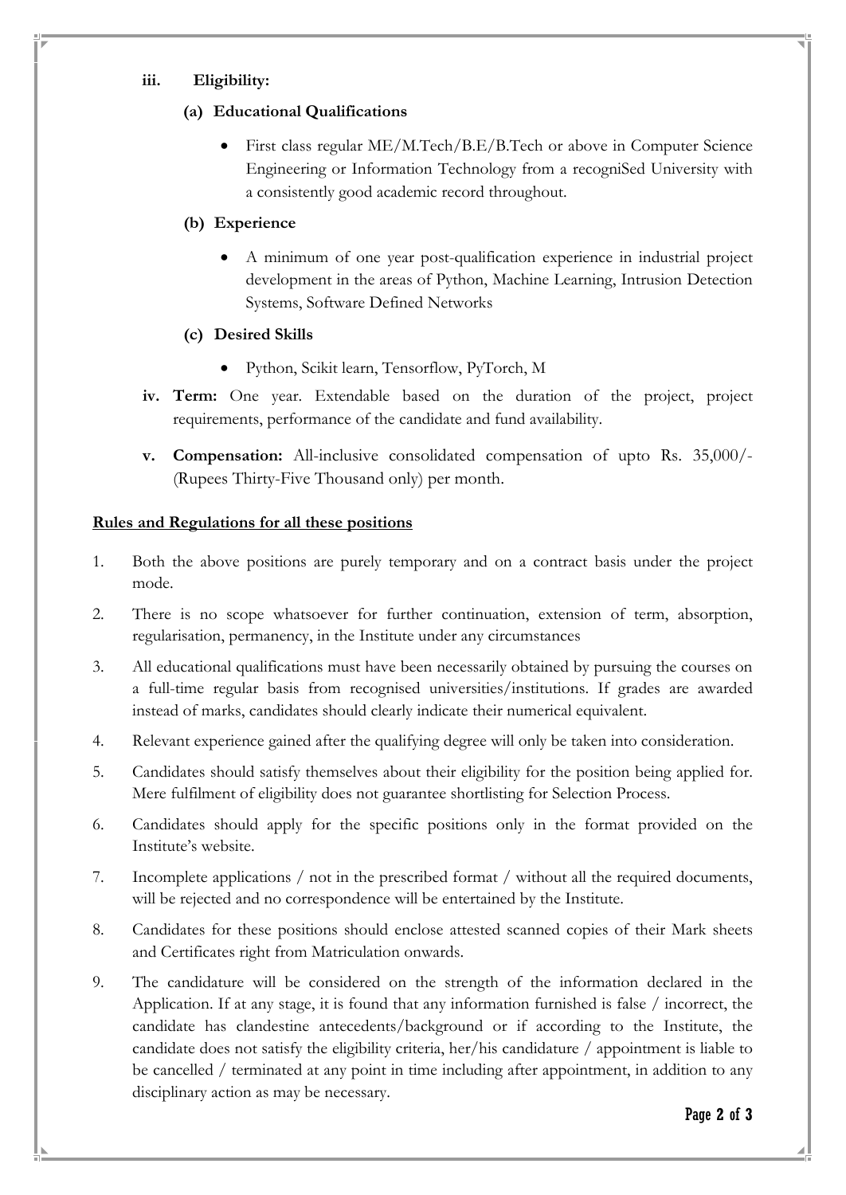**iii. Eligibility:**

**(a) Educational Qualifications**

- First class regular ME/M.Tech/B.E/B.Tech or above in Computer Science Engineering or Information Technology from a recogniSed University with a consistently good academic record throughout.

**(b) Experience**

- A minimum of one year post-qualification experience in industrial project development in the areas of Python, Machine Learning, Intrusion Detection Systems, Software Defined Networks

**(c) Desired Skills**

- Python, Scikit learn, Tensorflow, PyTorch, M

**iv. Term:** One year. Extendable based on the duration of the project, project requirements, performance of the candidate and fund availability.

**v. Compensation:** All-inclusive consolidated compensation of upto Rs. 35,000/- (Rupees Thirty-Five Thousand only) per month.

**Rules and Regulations for all these positions**

1. Both the above positions are purely temporary and on a contract basis under the project mode.
2. There is no scope whatsoever for further continuation, extension of term, absorption, regularisation, permanency, in the Institute under any circumstances
3. All educational qualifications must have been necessarily obtained by pursuing the courses on a full-time regular basis from recognised universities/institutions. If grades are awarded instead of marks, candidates should clearly indicate their numerical equivalent.
4. Relevant experience gained after the qualifying degree will only be taken into consideration.
5. Candidates should satisfy themselves about their eligibility for the position being applied for. Mere fulfilment of eligibility does not guarantee shortlisting for Selection Process.
6. Candidates should apply for the specific positions only in the format provided on the Institute's website.
7. Incomplete applications / not in the prescribed format / without all the required documents, will be rejected and no correspondence will be entertained by the Institute.
8. Candidates for these positions should enclose attested scanned copies of their Mark sheets and Certificates right from Matriculation onwards.
9. The candidature will be considered on the strength of the information declared in the Application. If at any stage, it is found that any information furnished is false / incorrect, the candidate has clandestine antecedents/background or if according to the Institute, the candidate does not satisfy the eligibility criteria, her/his candidature / appointment is liable to be cancelled / terminated at any point in time including after appointment, in addition to any disciplinary action as may be necessary.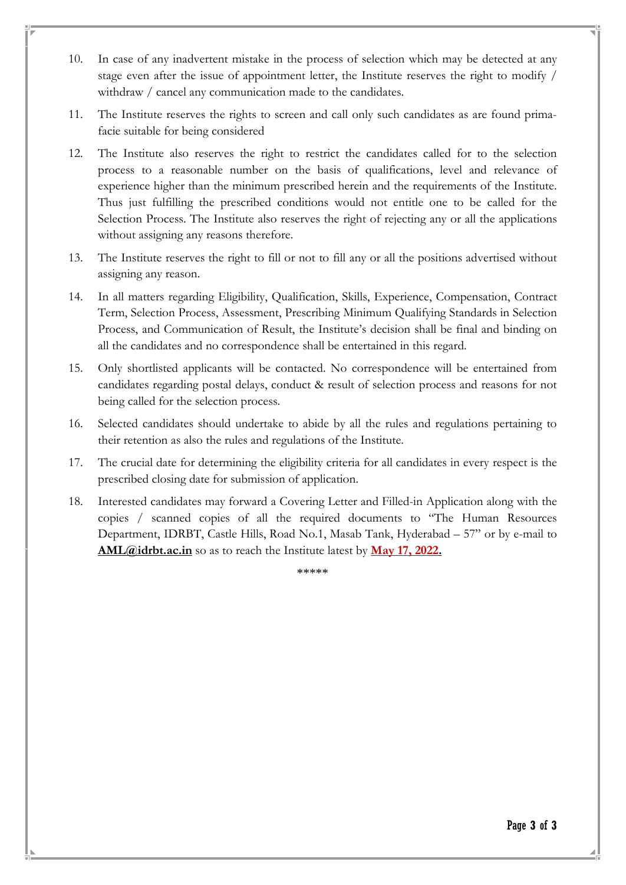10. In case of any inadvertent mistake in the process of selection which may be detected at any stage even after the issue of appointment letter, the Institute reserves the right to modify / withdraw / cancel any communication made to the candidates.

11. The Institute reserves the rights to screen and call only such candidates as are found prima-facie suitable for being considered

12. The Institute also reserves the right to restrict the candidates called for to the selection process to a reasonable number on the basis of qualifications, level and relevance of experience higher than the minimum prescribed herein and the requirements of the Institute. Thus just fulfilling the prescribed conditions would not entitle one to be called for the Selection Process. The Institute also reserves the right of rejecting any or all the applications without assigning any reasons therefore.

13. The Institute reserves the right to fill or not to fill any or all the positions advertised without assigning any reason.

14. In all matters regarding Eligibility, Qualification, Skills, Experience, Compensation, Contract Term, Selection Process, Assessment, Prescribing Minimum Qualifying Standards in Selection Process, and Communication of Result, the Institute's decision shall be final and binding on all the candidates and no correspondence shall be entertained in this regard.

15. Only shortlisted applicants will be contacted. No correspondence will be entertained from candidates regarding postal delays, conduct & result of selection process and reasons for not being called for the selection process.

16. Selected candidates should undertake to abide by all the rules and regulations pertaining to their retention as also the rules and regulations of the Institute.

17. The crucial date for determining the eligibility criteria for all candidates in every respect is the prescribed closing date for submission of application.

18. Interested candidates may forward a Covering Letter and Filled-in Application along with the copies / scanned copies of all the required documents to "The Human Resources Department, IDRBT, Castle Hills, Road No.1, Masab Tank, Hyderabad – 57" or by e-mail to **AML@idrbt.ac.in** so as to reach the Institute latest by **May 17, 2022.**

\*\*\*\*\*